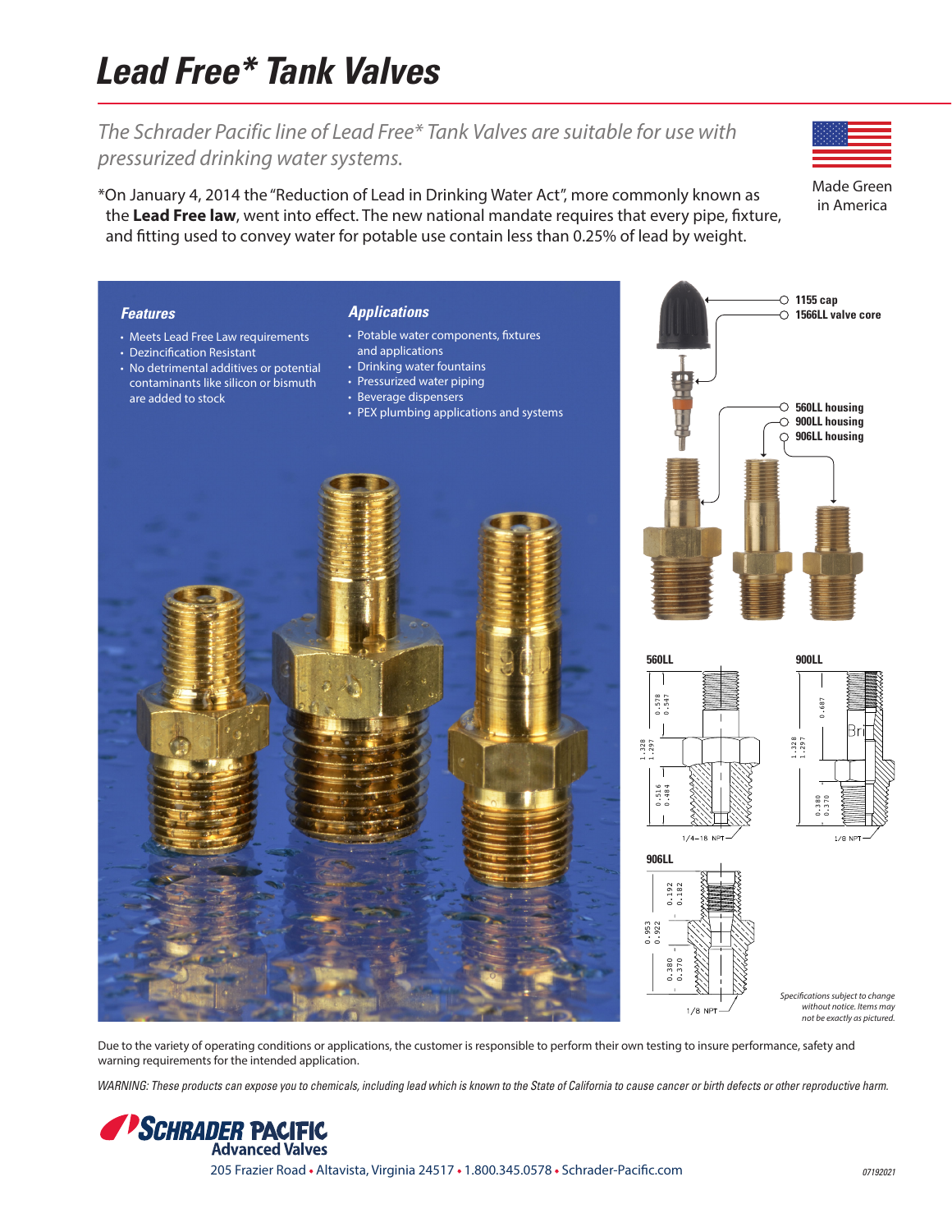# Lead Free* Tank Valves

*The Schrader Pacific line of Lead Free* Tank Valves are suitable for use with pressurized drinking water systems.*

Made Green in America

*On January 4, 2014 the "Reduction of Lead in Drinking Water Act", more commonly known as the **Lead Free law**, went into effect. The new national mandate requires that every pipe, fixture, and fitting used to convey water for potable use contain less than 0.25% of lead by weight.

### Features

- Meets Lead Free Law requirements
- Dezincification Resistant
- No detrimental additives or potential contaminants like silicon or bismuth are added to stock

### Applications

- Potable water components, fixtures and applications
- Drinking water fountains
- Pressurized water piping
- Beverage dispensers
- PEX plumbing applications and systems

1155 cap
1566LL valve core
560LL housing
900LL housing
906LL housing

**560LL**

0.578 / 0.547
1.328 / 1.297
0.516 / 0.484
1/4–18 NPT

**900LL**

0.687
1.328 / 1.297
0.380 / 0.370
1/8 NPT

**906LL**

0.192 / 0.182
0.953 / 0.922
0.380 / 0.370
1/8 NPT

*Specifications subject to change without notice. Items may not be exactly as pictured.*

Due to the variety of operating conditions or applications, the customer is responsible to perform their own testing to insure performance, safety and warning requirements for the intended application.

*WARNING: These products can expose you to chemicals, including lead which is known to the State of California to cause cancer or birth defects or other reproductive harm.*

**SCHRADER PACIFIC Advanced Valves**
205 Frazier Road • Altavista, Virginia 24517 • 1.800.345.0578 • Schrader-Pacific.com

07192021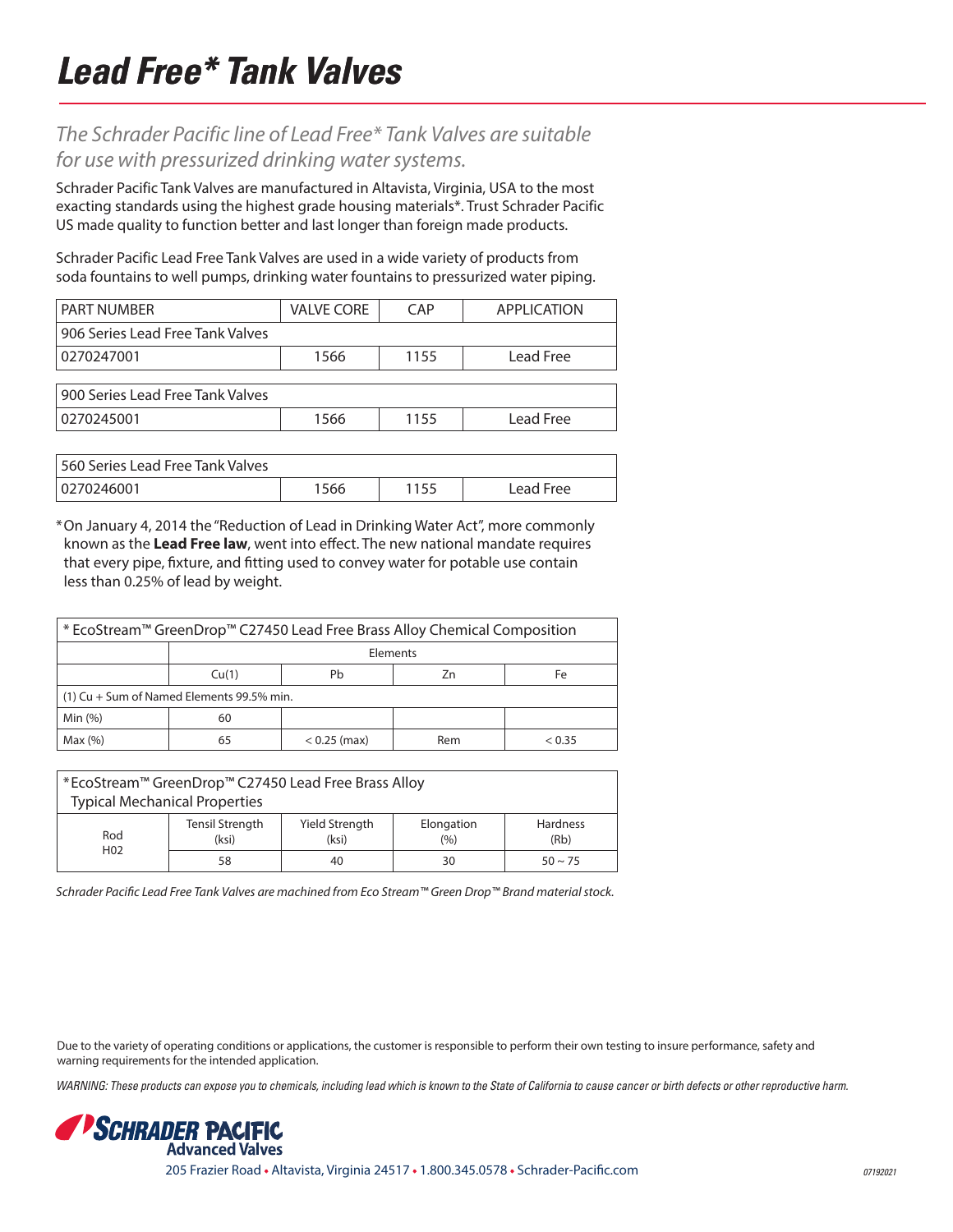# *Lead Free\* Tank Valves*

*The Schrader Pacific line of Lead Free\* Tank Valves are suitable for use with pressurized drinking water systems.*

Schrader Pacific Tank Valves are manufactured in Altavista, Virginia, USA to the most exacting standards using the highest grade housing materials*. Trust Schrader Pacific US made quality to function better and last longer than foreign made products.

Schrader Pacific Lead Free Tank Valves are used in a wide variety of products from soda fountains to well pumps, drinking water fountains to pressurized water piping.

| PART NUMBER | VALVE CORE | CAP | APPLICATION |
|---|---|---|---|
| 906 Series Lead Free Tank Valves | | | |
| 0270247001 | 1566 | 1155 | Lead Free |
| 900 Series Lead Free Tank Valves | | | |
| 0270245001 | 1566 | 1155 | Lead Free |
| 560 Series Lead Free Tank Valves | | | |
| 0270246001 | 1566 | 1155 | Lead Free |

*On January 4, 2014 the "Reduction of Lead in Drinking Water Act", more commonly known as the **Lead Free law**, went into effect. The new national mandate requires that every pipe, fixture, and fitting used to convey water for potable use contain less than 0.25% of lead by weight.

| * EcoStream™ GreenDrop™ C27450 Lead Free Brass Alloy Chemical Composition | | | | |
|---|---|---|---|---|
| | Elements | | | |
| | Cu(1) | Pb | Zn | Fe |
| (1) Cu + Sum of Named Elements 99.5% min. | | | | |
| Min (%) | 60 | | | |
| Max (%) | 65 | < 0.25 (max) | Rem | < 0.35 |

| *EcoStream™ GreenDrop™ C27450 Lead Free Brass Alloy Typical Mechanical Properties | | | | |
|---|---|---|---|---|
| Rod H02 | Tensil Strength (ksi) | Yield Strength (ksi) | Elongation (%) | Hardness (Rb) |
| | 58 | 40 | 30 | 50 ~ 75 |

*Schrader Pacific Lead Free Tank Valves are machined from Eco Stream™ Green Drop™ Brand material stock.*

Due to the variety of operating conditions or applications, the customer is responsible to perform their own testing to insure performance, safety and warning requirements for the intended application.

*WARNING: These products can expose you to chemicals, including lead which is known to the State of California to cause cancer or birth defects or other reproductive harm.*

SCHRADER PACIFIC Advanced Valves

205 Frazier Road • Altavista, Virginia 24517 • 1.800.345.0578 • Schrader-Pacific.com

07192021